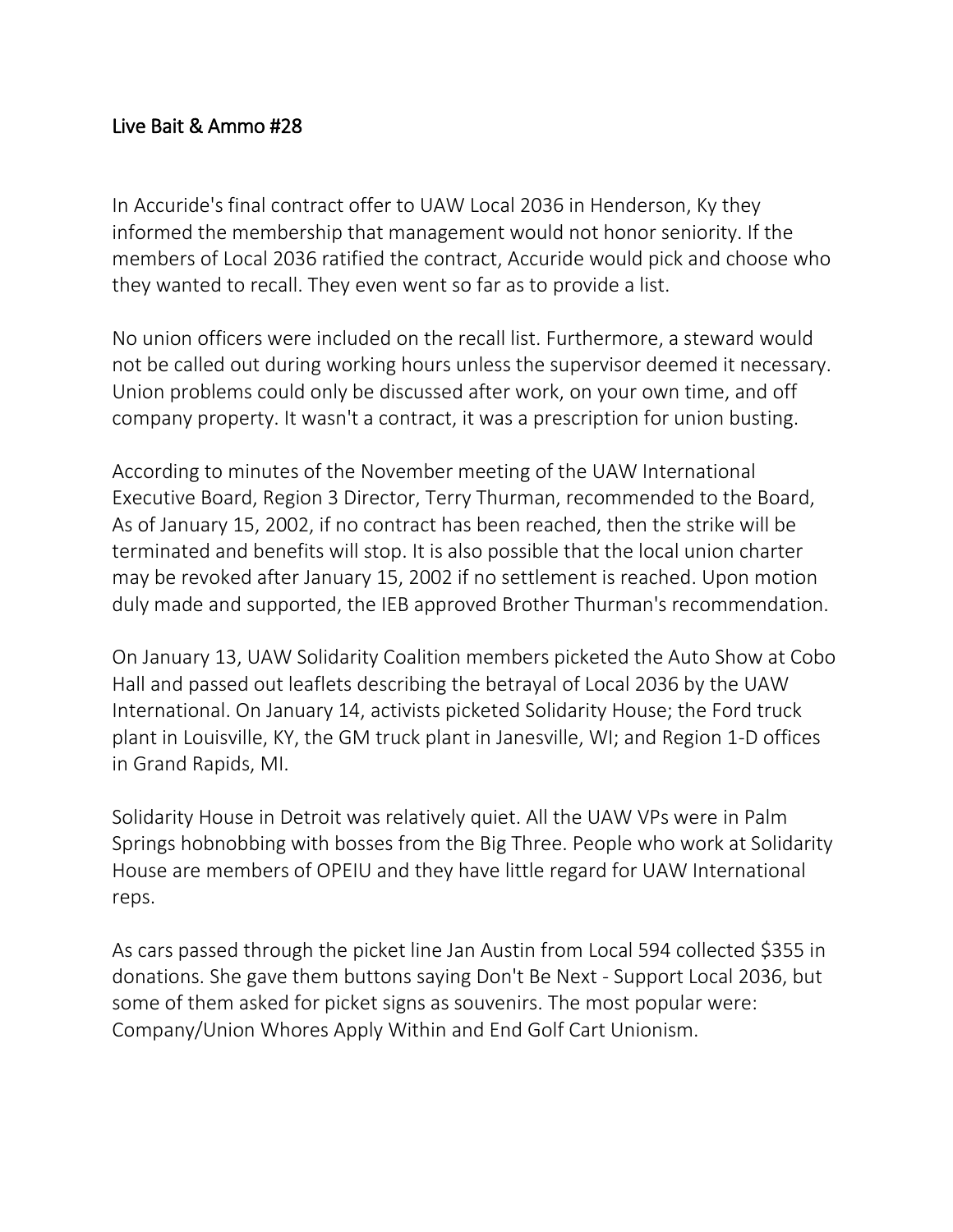# Live Bait & Ammo #28

In Accuride's final contract offer to UAW Local 2036 in Henderson, Ky they informed the membership that management would not honor seniority. If the members of Local 2036 ratified the contract, Accuride would pick and choose who they wanted to recall. They even went so far as to provide a list.

No union officers were included on the recall list. Furthermore, a steward would not be called out during working hours unless the supervisor deemed it necessary. Union problems could only be discussed after work, on your own time, and off company property. It wasn't a contract, it was a prescription for union busting.

According to minutes of the November meeting of the UAW International Executive Board, Region 3 Director, Terry Thurman, recommended to the Board, As of January 15, 2002, if no contract has been reached, then the strike will be terminated and benefits will stop. It is also possible that the local union charter may be revoked after January 15, 2002 if no settlement is reached. Upon motion duly made and supported, the IEB approved Brother Thurman's recommendation.

On January 13, UAW Solidarity Coalition members picketed the Auto Show at Cobo Hall and passed out leaflets describing the betrayal of Local 2036 by the UAW International. On January 14, activists picketed Solidarity House; the Ford truck plant in Louisville, KY, the GM truck plant in Janesville, WI; and Region 1-D offices in Grand Rapids, MI.

Solidarity House in Detroit was relatively quiet. All the UAW VPs were in Palm Springs hobnobbing with bosses from the Big Three. People who work at Solidarity House are members of OPEIU and they have little regard for UAW International reps.

As cars passed through the picket line Jan Austin from Local 594 collected $355 in donations. She gave them buttons saying Don't Be Next - Support Local 2036, but some of them asked for picket signs as souvenirs. The most popular were: Company/Union Whores Apply Within and End Golf Cart Unionism.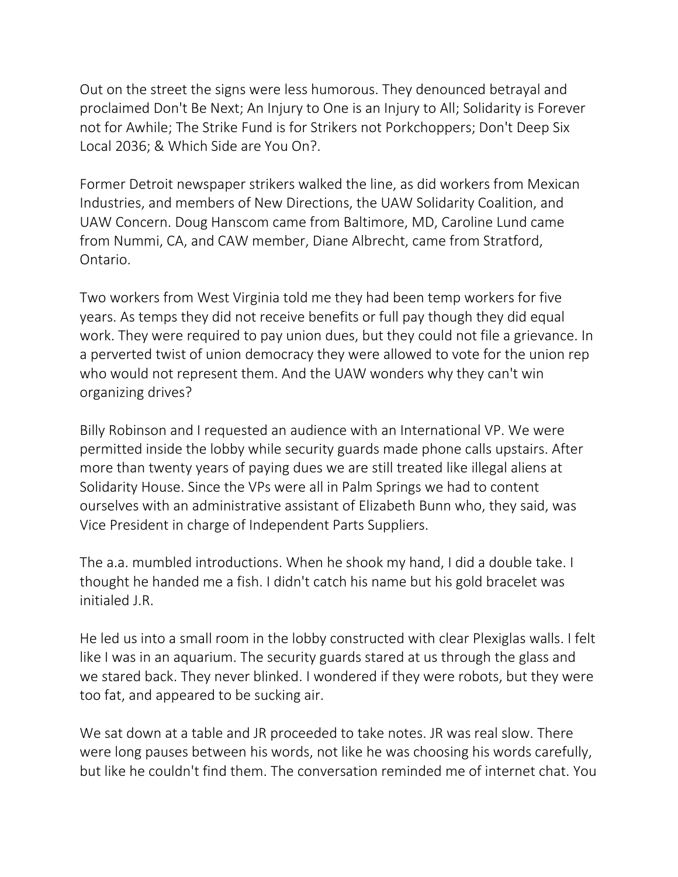Out on the street the signs were less humorous. They denounced betrayal and proclaimed Don't Be Next; An Injury to One is an Injury to All; Solidarity is Forever not for Awhile; The Strike Fund is for Strikers not Porkchoppers; Don't Deep Six Local 2036; & Which Side are You On?.

Former Detroit newspaper strikers walked the line, as did workers from Mexican Industries, and members of New Directions, the UAW Solidarity Coalition, and UAW Concern. Doug Hanscom came from Baltimore, MD, Caroline Lund came from Nummi, CA, and CAW member, Diane Albrecht, came from Stratford, Ontario.

Two workers from West Virginia told me they had been temp workers for five years. As temps they did not receive benefits or full pay though they did equal work. They were required to pay union dues, but they could not file a grievance. In a perverted twist of union democracy they were allowed to vote for the union rep who would not represent them. And the UAW wonders why they can't win organizing drives?

Billy Robinson and I requested an audience with an International VP. We were permitted inside the lobby while security guards made phone calls upstairs. After more than twenty years of paying dues we are still treated like illegal aliens at Solidarity House. Since the VPs were all in Palm Springs we had to content ourselves with an administrative assistant of Elizabeth Bunn who, they said, was Vice President in charge of Independent Parts Suppliers.

The a.a. mumbled introductions. When he shook my hand, I did a double take. I thought he handed me a fish. I didn't catch his name but his gold bracelet was initialed J.R.

He led us into a small room in the lobby constructed with clear Plexiglas walls. I felt like I was in an aquarium. The security guards stared at us through the glass and we stared back. They never blinked. I wondered if they were robots, but they were too fat, and appeared to be sucking air.

We sat down at a table and JR proceeded to take notes. JR was real slow. There were long pauses between his words, not like he was choosing his words carefully, but like he couldn't find them. The conversation reminded me of internet chat. You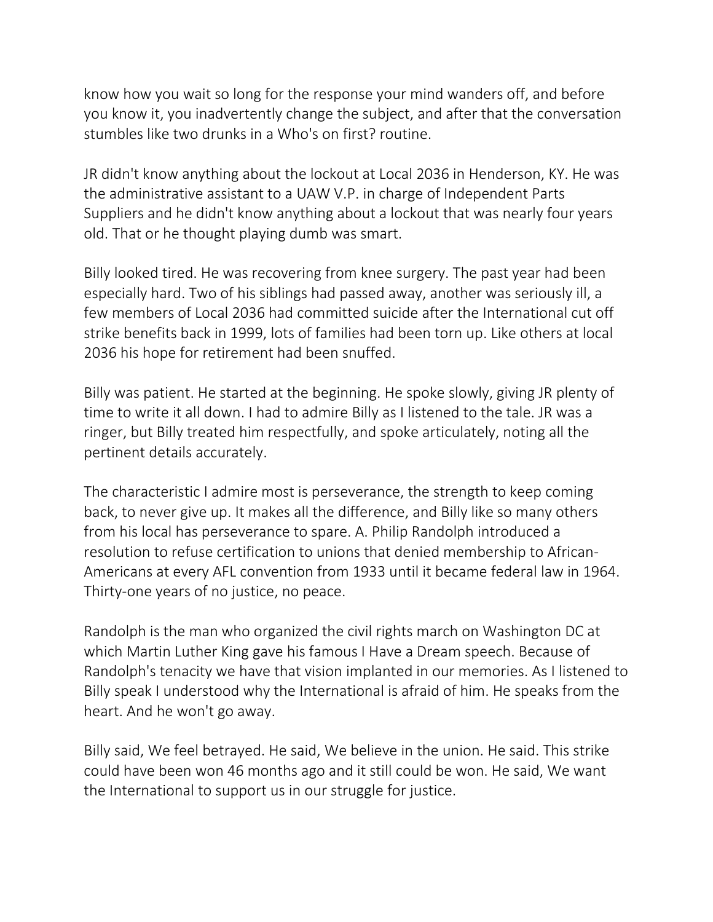know how you wait so long for the response your mind wanders off, and before you know it, you inadvertently change the subject, and after that the conversation stumbles like two drunks in a Who's on first? routine.

JR didn't know anything about the lockout at Local 2036 in Henderson, KY. He was the administrative assistant to a UAW V.P. in charge of Independent Parts Suppliers and he didn't know anything about a lockout that was nearly four years old. That or he thought playing dumb was smart.

Billy looked tired. He was recovering from knee surgery. The past year had been especially hard. Two of his siblings had passed away, another was seriously ill, a few members of Local 2036 had committed suicide after the International cut off strike benefits back in 1999, lots of families had been torn up. Like others at local 2036 his hope for retirement had been snuffed.

Billy was patient. He started at the beginning. He spoke slowly, giving JR plenty of time to write it all down. I had to admire Billy as I listened to the tale. JR was a ringer, but Billy treated him respectfully, and spoke articulately, noting all the pertinent details accurately.

The characteristic I admire most is perseverance, the strength to keep coming back, to never give up. It makes all the difference, and Billy like so many others from his local has perseverance to spare. A. Philip Randolph introduced a resolution to refuse certification to unions that denied membership to African-Americans at every AFL convention from 1933 until it became federal law in 1964. Thirty-one years of no justice, no peace.

Randolph is the man who organized the civil rights march on Washington DC at which Martin Luther King gave his famous I Have a Dream speech. Because of Randolph's tenacity we have that vision implanted in our memories. As I listened to Billy speak I understood why the International is afraid of him. He speaks from the heart. And he won't go away.

Billy said, We feel betrayed. He said, We believe in the union. He said. This strike could have been won 46 months ago and it still could be won. He said, We want the International to support us in our struggle for justice.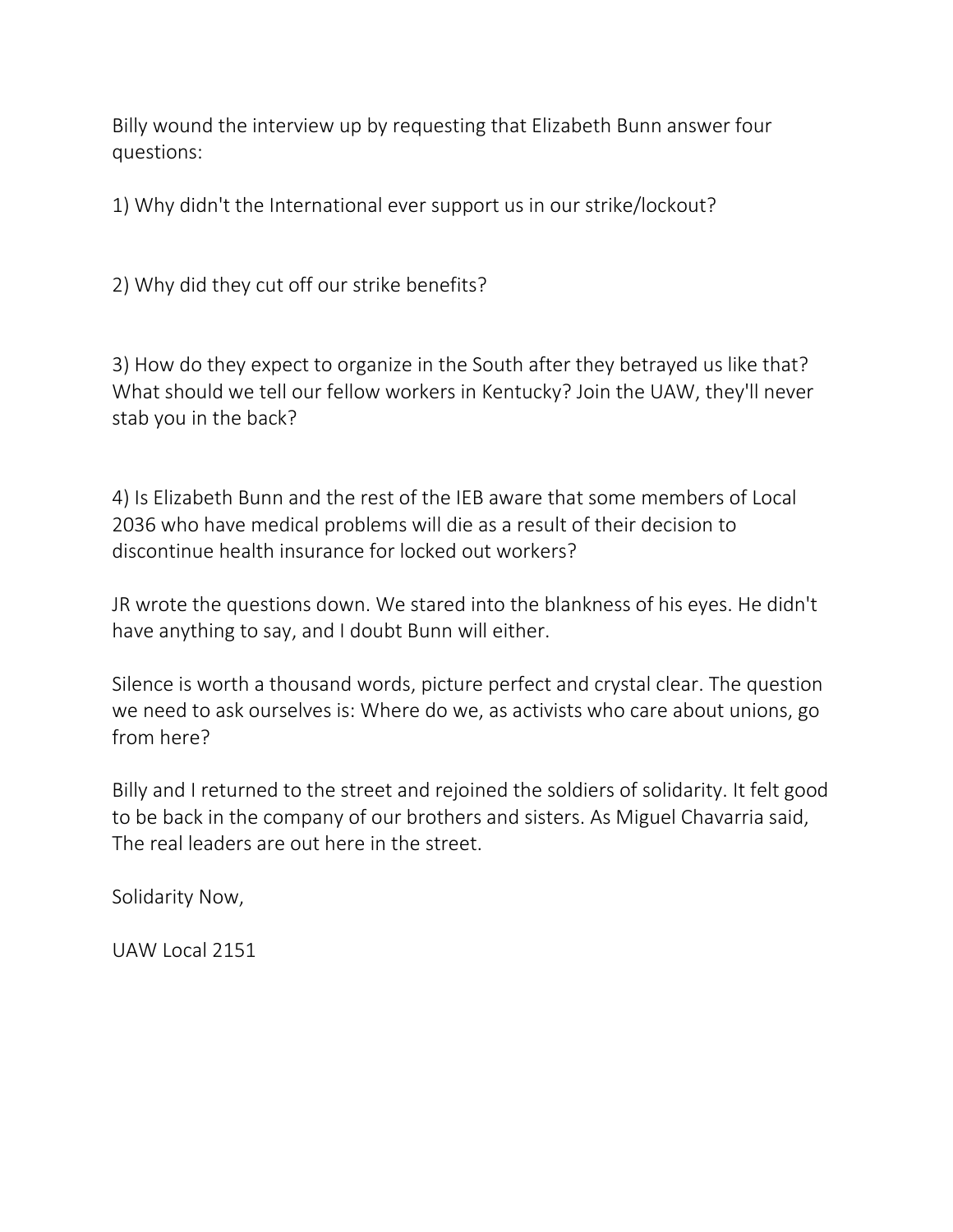Billy wound the interview up by requesting that Elizabeth Bunn answer four questions:

1) Why didn't the International ever support us in our strike/lockout?

2) Why did they cut off our strike benefits?

3) How do they expect to organize in the South after they betrayed us like that? What should we tell our fellow workers in Kentucky? Join the UAW, they'll never stab you in the back?

4) Is Elizabeth Bunn and the rest of the IEB aware that some members of Local 2036 who have medical problems will die as a result of their decision to discontinue health insurance for locked out workers?

JR wrote the questions down. We stared into the blankness of his eyes. He didn't have anything to say, and I doubt Bunn will either.

Silence is worth a thousand words, picture perfect and crystal clear. The question we need to ask ourselves is: Where do we, as activists who care about unions, go from here?

Billy and I returned to the street and rejoined the soldiers of solidarity. It felt good to be back in the company of our brothers and sisters. As Miguel Chavarria said, The real leaders are out here in the street.

Solidarity Now,

UAW Local 2151